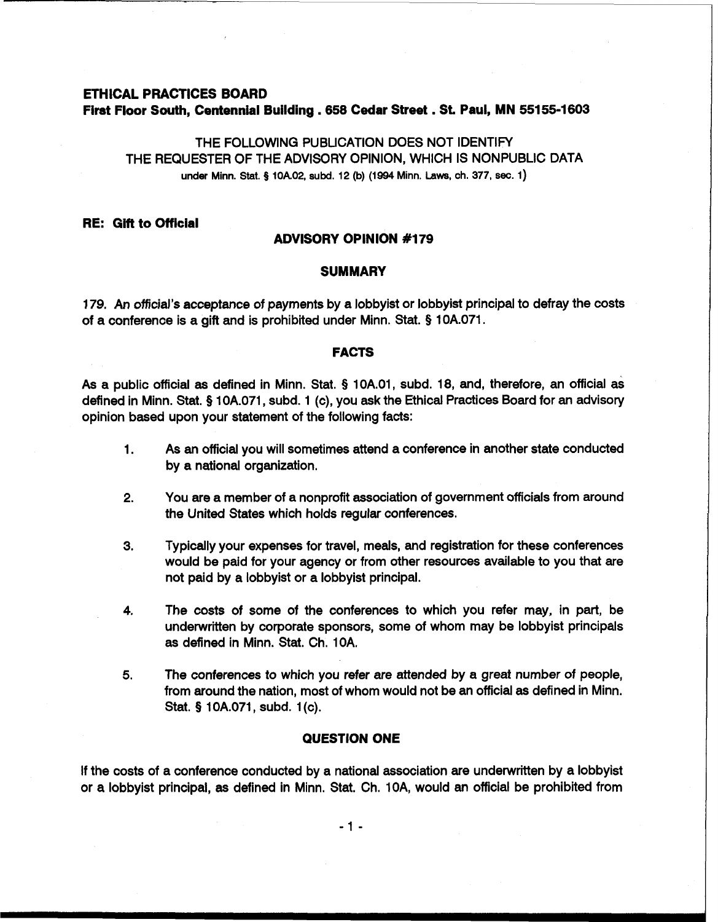**ETHICAL PRACTICES BOARD**
**First Floor South, Centennial Building . 658 Cedar Street . St. Paul, MN 55155-1603**

THE FOLLOWING PUBLICATION DOES NOT IDENTIFY
THE REQUESTER OF THE ADVISORY OPINION, WHICH IS NONPUBLIC DATA
under Minn. Stat. § 10A.02, subd. 12 (b) (1994 Minn. Laws, ch. 377, sec. 1)

**RE: Gift to Official**

## ADVISORY OPINION #179

### SUMMARY

179. An official's acceptance of payments by a lobbyist or lobbyist principal to defray the costs of a conference is a gift and is prohibited under Minn. Stat. § 10A.071.

### FACTS

As a public official as defined in Minn. Stat. § 10A.01, subd. 18, and, therefore, an official as defined in Minn. Stat. § 10A.071, subd. 1 (c), you ask the Ethical Practices Board for an advisory opinion based upon your statement of the following facts:

1. As an official you will sometimes attend a conference in another state conducted by a national organization.

2. You are a member of a nonprofit association of government officials from around the United States which holds regular conferences.

3. Typically your expenses for travel, meals, and registration for these conferences would be paid for your agency or from other resources available to you that are not paid by a lobbyist or a lobbyist principal.

4. The costs of some of the conferences to which you refer may, in part, be underwritten by corporate sponsors, some of whom may be lobbyist principals as defined in Minn. Stat. Ch. 10A.

5. The conferences to which you refer are attended by a great number of people, from around the nation, most of whom would not be an official as defined in Minn. Stat. § 10A.071, subd. 1(c).

### QUESTION ONE

If the costs of a conference conducted by a national association are underwritten by a lobbyist or a lobbyist principal, as defined in Minn. Stat. Ch. 10A, would an official be prohibited from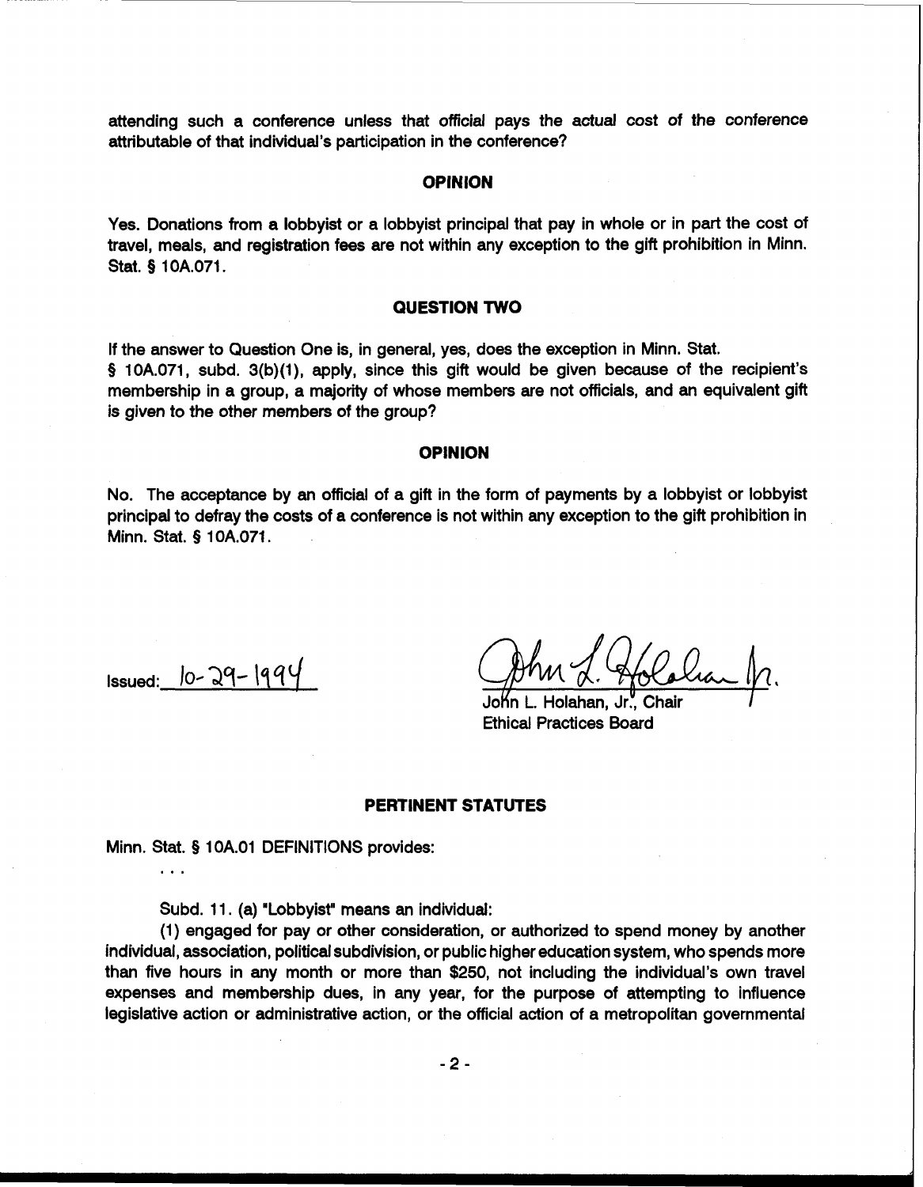attending such a conference unless that official pays the actual cost of the conference attributable of that individual's participation in the conference?

## OPINION

Yes. Donations from a lobbyist or a lobbyist principal that pay in whole or in part the cost of travel, meals, and registration fees are not within any exception to the gift prohibition in Minn. Stat. § 10A.071.

## QUESTION TWO

If the answer to Question One is, in general, yes, does the exception in Minn. Stat. § 10A.071, subd. 3(b)(1), apply, since this gift would be given because of the recipient's membership in a group, a majority of whose members are not officials, and an equivalent gift is given to the other members of the group?

## OPINION

No. The acceptance by an official of a gift in the form of payments by a lobbyist or lobbyist principal to defray the costs of a conference is not within any exception to the gift prohibition in Minn. Stat. § 10A.071.

Issued: 10-29-1994

John L. Holahan, Jr., Chair
Ethical Practices Board

## PERTINENT STATUTES

Minn. Stat. § 10A.01 DEFINITIONS provides:

. . .

Subd. 11. (a) "Lobbyist" means an individual:

(1) engaged for pay or other consideration, or authorized to spend money by another individual, association, political subdivision, or public higher education system, who spends more than five hours in any month or more than $250, not including the individual's own travel expenses and membership dues, in any year, for the purpose of attempting to influence legislative action or administrative action, or the official action of a metropolitan governmental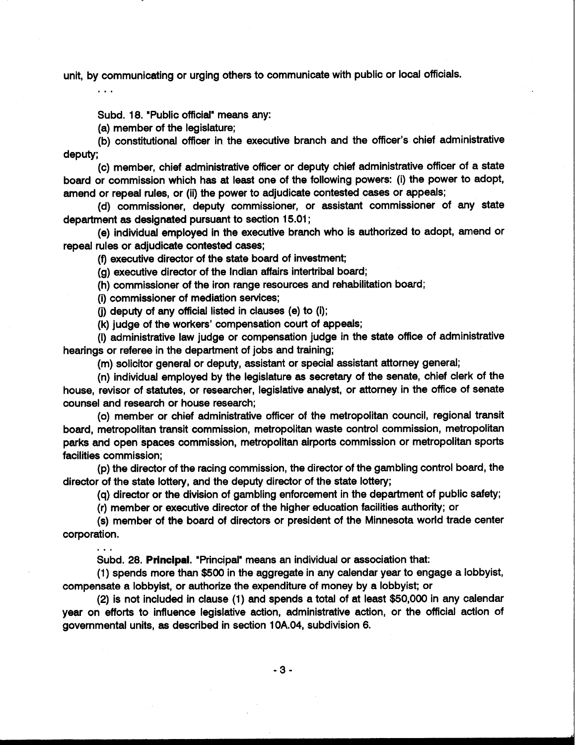unit, by communicating or urging others to communicate with public or local officials.

. . .

Subd. 18. "Public official" means any:

(a) member of the legislature;

(b) constitutional officer in the executive branch and the officer's chief administrative deputy;

(c) member, chief administrative officer or deputy chief administrative officer of a state board or commission which has at least one of the following powers: (i) the power to adopt, amend or repeal rules, or (ii) the power to adjudicate contested cases or appeals;

(d) commissioner, deputy commissioner, or assistant commissioner of any state department as designated pursuant to section 15.01;

(e) individual employed in the executive branch who is authorized to adopt, amend or repeal rules or adjudicate contested cases;

(f) executive director of the state board of investment;

(g) executive director of the Indian affairs intertribal board;

(h) commissioner of the iron range resources and rehabilitation board;

(i) commissioner of mediation services;

(j) deputy of any official listed in clauses (e) to (i);

(k) judge of the workers' compensation court of appeals;

(l) administrative law judge or compensation judge in the state office of administrative hearings or referee in the department of jobs and training;

(m) solicitor general or deputy, assistant or special assistant attorney general;

(n) individual employed by the legislature as secretary of the senate, chief clerk of the house, revisor of statutes, or researcher, legislative analyst, or attorney in the office of senate counsel and research or house research;

(o) member or chief administrative officer of the metropolitan council, regional transit board, metropolitan transit commission, metropolitan waste control commission, metropolitan parks and open spaces commission, metropolitan airports commission or metropolitan sports facilities commission;

(p) the director of the racing commission, the director of the gambling control board, the director of the state lottery, and the deputy director of the state lottery;

(q) director or the division of gambling enforcement in the department of public safety;

(r) member or executive director of the higher education facilities authority; or

(s) member of the board of directors or president of the Minnesota world trade center corporation.

. . .

Subd. 28. **Principal**. "Principal" means an individual or association that:

(1) spends more than $500 in the aggregate in any calendar year to engage a lobbyist, compensate a lobbyist, or authorize the expenditure of money by a lobbyist; or

(2) is not included in clause (1) and spends a total of at least $50,000 in any calendar year on efforts to influence legislative action, administrative action, or the official action of governmental units, as described in section 10A.04, subdivision 6.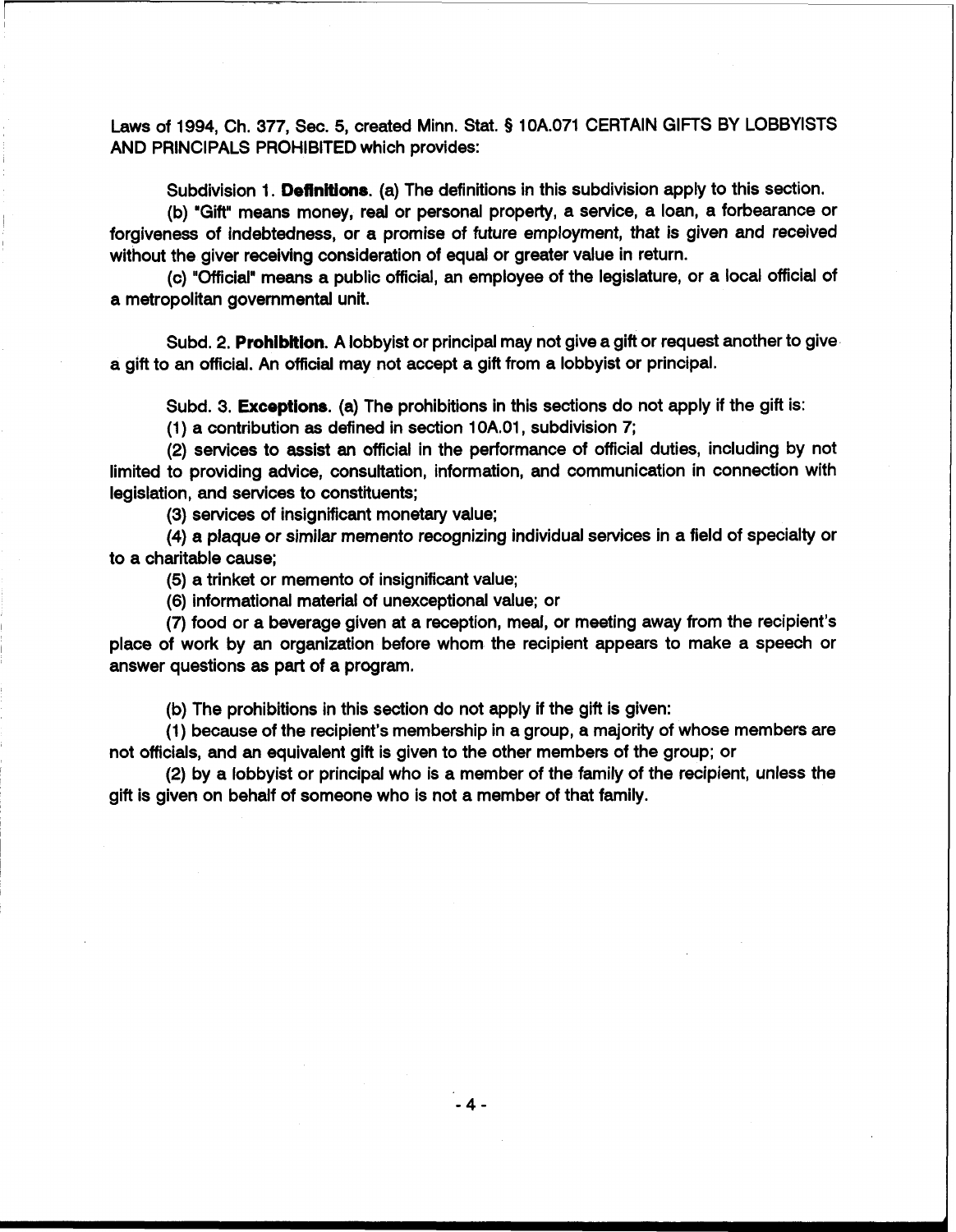Laws of 1994, Ch. 377, Sec. 5, created Minn. Stat. § 10A.071 CERTAIN GIFTS BY LOBBYISTS AND PRINCIPALS PROHIBITED which provides:

Subdivision 1. **Definitions.** (a) The definitions in this subdivision apply to this section.

(b) "Gift" means money, real or personal property, a service, a loan, a forbearance or forgiveness of indebtedness, or a promise of future employment, that is given and received without the giver receiving consideration of equal or greater value in return.

(c) "Official" means a public official, an employee of the legislature, or a local official of a metropolitan governmental unit.

Subd. 2. **Prohibition.** A lobbyist or principal may not give a gift or request another to give a gift to an official. An official may not accept a gift from a lobbyist or principal.

Subd. 3. **Exceptions.** (a) The prohibitions in this sections do not apply if the gift is:

(1) a contribution as defined in section 10A.01, subdivision 7;

(2) services to assist an official in the performance of official duties, including by not limited to providing advice, consultation, information, and communication in connection with legislation, and services to constituents;

(3) services of insignificant monetary value;

(4) a plaque or similar memento recognizing individual services in a field of specialty or to a charitable cause;

(5) a trinket or memento of insignificant value;

(6) informational material of unexceptional value; or

(7) food or a beverage given at a reception, meal, or meeting away from the recipient's place of work by an organization before whom the recipient appears to make a speech or answer questions as part of a program.

(b) The prohibitions in this section do not apply if the gift is given:

(1) because of the recipient's membership in a group, a majority of whose members are not officials, and an equivalent gift is given to the other members of the group; or

(2) by a lobbyist or principal who is a member of the family of the recipient, unless the gift is given on behalf of someone who is not a member of that family.